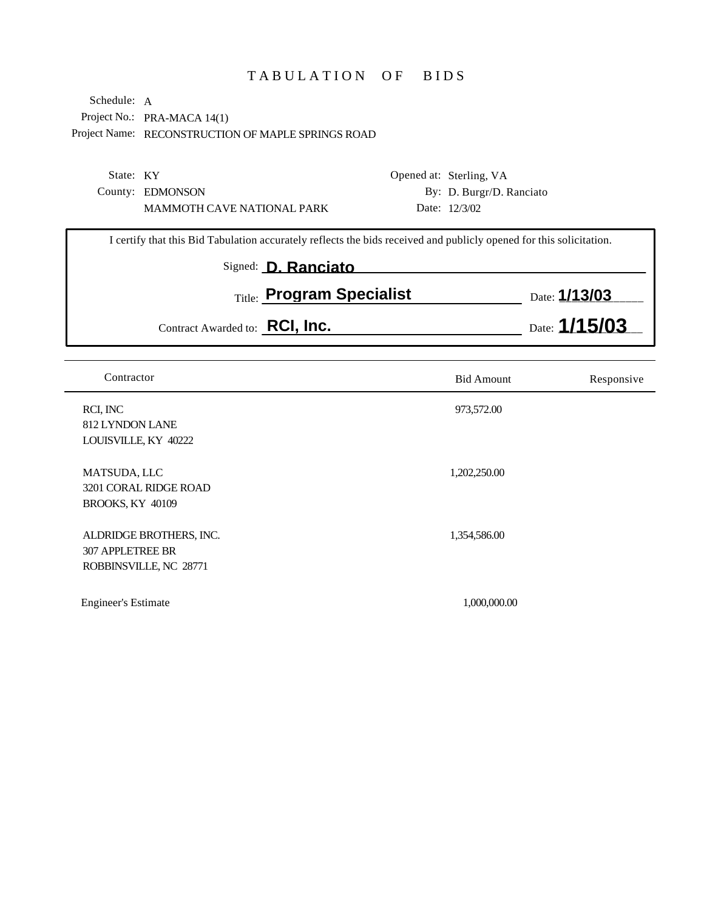# TABULATION OF BIDS

Schedule: A
Project No.: PRA-MACA 14(1)
Project Name: RECONSTRUCTION OF MAPLE SPRINGS ROAD

State: KY
County: EDMONSON
MAMMOTH CAVE NATIONAL PARK

Opened at: Sterling, VA
By: D. Burgr/D. Ranciato
Date: 12/3/02

I certify that this Bid Tabulation accurately reflects the bids received and publicly opened for this solicitation.

Signed: **D. Ranciato**

Title: **Program Specialist** Date: **1/13/03**

Contract Awarded to: **RCI, Inc.** Date: **1/15/03**

| Contractor | Bid Amount | Responsive |
|---|---|---|
| RCI, INC<br>812 LYNDON LANE<br>LOUISVILLE, KY 40222 | 973,572.00 | |
| MATSUDA, LLC<br>3201 CORAL RIDGE ROAD<br>BROOKS, KY 40109 | 1,202,250.00 | |
| ALDRIDGE BROTHERS, INC.<br>307 APPLETREE BR<br>ROBBINSVILLE, NC 28771 | 1,354,586.00 | |
| Engineer's Estimate | 1,000,000.00 | |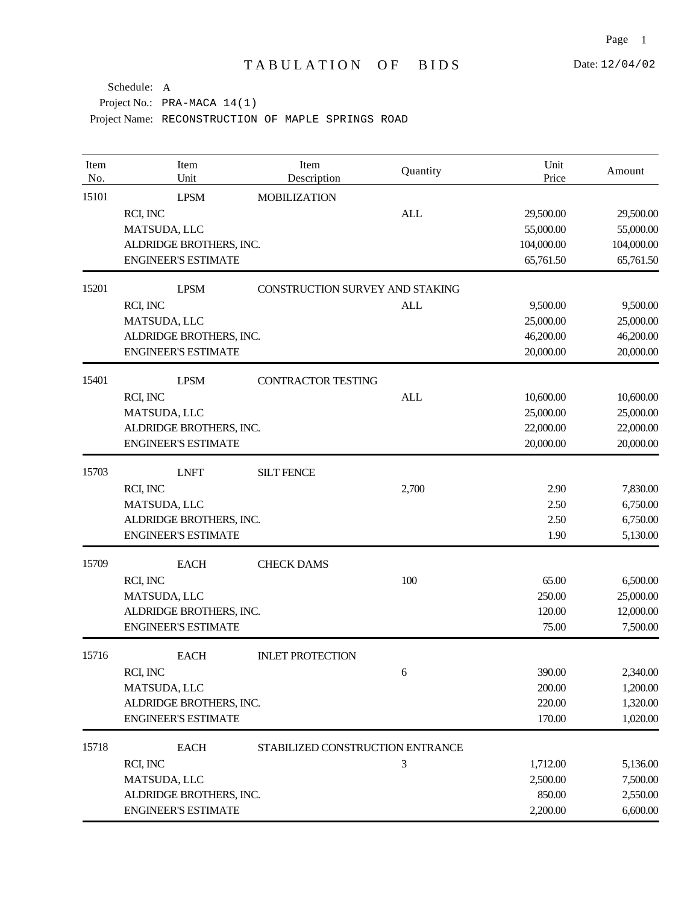# TABULATION OF BIDS

Date: 12/04/02

Schedule: A

Project No.: PRA-MACA 14(1)

Project Name: RECONSTRUCTION OF MAPLE SPRINGS ROAD

| Item No. | Item Unit | Item Description | Quantity | Unit Price | Amount |
|---|---|---|---|---|---|
| 15101 | LPSM | MOBILIZATION | | | |
| | RCI, INC | | ALL | 29,500.00 | 29,500.00 |
| | MATSUDA, LLC | | | 55,000.00 | 55,000.00 |
| | ALDRIDGE BROTHERS, INC. | | | 104,000.00 | 104,000.00 |
| | ENGINEER'S ESTIMATE | | | 65,761.50 | 65,761.50 |
| 15201 | LPSM | CONSTRUCTION SURVEY AND STAKING | | | |
| | RCI, INC | | ALL | 9,500.00 | 9,500.00 |
| | MATSUDA, LLC | | | 25,000.00 | 25,000.00 |
| | ALDRIDGE BROTHERS, INC. | | | 46,200.00 | 46,200.00 |
| | ENGINEER'S ESTIMATE | | | 20,000.00 | 20,000.00 |
| 15401 | LPSM | CONTRACTOR TESTING | | | |
| | RCI, INC | | ALL | 10,600.00 | 10,600.00 |
| | MATSUDA, LLC | | | 25,000.00 | 25,000.00 |
| | ALDRIDGE BROTHERS, INC. | | | 22,000.00 | 22,000.00 |
| | ENGINEER'S ESTIMATE | | | 20,000.00 | 20,000.00 |
| 15703 | LNFT | SILT FENCE | | | |
| | RCI, INC | | 2,700 | 2.90 | 7,830.00 |
| | MATSUDA, LLC | | | 2.50 | 6,750.00 |
| | ALDRIDGE BROTHERS, INC. | | | 2.50 | 6,750.00 |
| | ENGINEER'S ESTIMATE | | | 1.90 | 5,130.00 |
| 15709 | EACH | CHECK DAMS | | | |
| | RCI, INC | | 100 | 65.00 | 6,500.00 |
| | MATSUDA, LLC | | | 250.00 | 25,000.00 |
| | ALDRIDGE BROTHERS, INC. | | | 120.00 | 12,000.00 |
| | ENGINEER'S ESTIMATE | | | 75.00 | 7,500.00 |
| 15716 | EACH | INLET PROTECTION | | | |
| | RCI, INC | | 6 | 390.00 | 2,340.00 |
| | MATSUDA, LLC | | | 200.00 | 1,200.00 |
| | ALDRIDGE BROTHERS, INC. | | | 220.00 | 1,320.00 |
| | ENGINEER'S ESTIMATE | | | 170.00 | 1,020.00 |
| 15718 | EACH | STABILIZED CONSTRUCTION ENTRANCE | | | |
| | RCI, INC | | 3 | 1,712.00 | 5,136.00 |
| | MATSUDA, LLC | | | 2,500.00 | 7,500.00 |
| | ALDRIDGE BROTHERS, INC. | | | 850.00 | 2,550.00 |
| | ENGINEER'S ESTIMATE | | | 2,200.00 | 6,600.00 |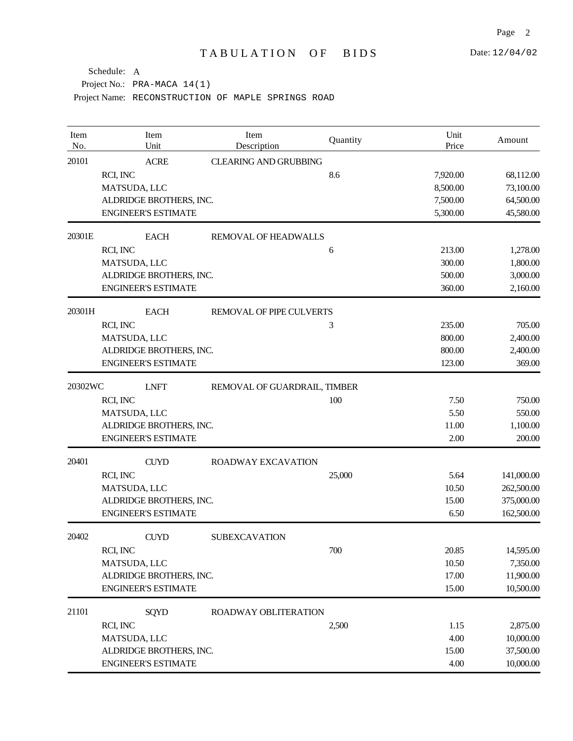# TABULATION OF BIDS

Date: 12/04/02

Schedule: A

Project No.: PRA-MACA 14(1)

Project Name: RECONSTRUCTION OF MAPLE SPRINGS ROAD

| Item No. | Item Unit | Item Description | Quantity | Unit Price | Amount |
|---|---|---|---|---|---|
| 20101 | ACRE | CLEARING AND GRUBBING | | | |
| | RCI, INC | | 8.6 | 7,920.00 | 68,112.00 |
| | MATSUDA, LLC | | | 8,500.00 | 73,100.00 |
| | ALDRIDGE BROTHERS, INC. | | | 7,500.00 | 64,500.00 |
| | ENGINEER'S ESTIMATE | | | 5,300.00 | 45,580.00 |
| 20301E | EACH | REMOVAL OF HEADWALLS | | | |
| | RCI, INC | | 6 | 213.00 | 1,278.00 |
| | MATSUDA, LLC | | | 300.00 | 1,800.00 |
| | ALDRIDGE BROTHERS, INC. | | | 500.00 | 3,000.00 |
| | ENGINEER'S ESTIMATE | | | 360.00 | 2,160.00 |
| 20301H | EACH | REMOVAL OF PIPE CULVERTS | | | |
| | RCI, INC | | 3 | 235.00 | 705.00 |
| | MATSUDA, LLC | | | 800.00 | 2,400.00 |
| | ALDRIDGE BROTHERS, INC. | | | 800.00 | 2,400.00 |
| | ENGINEER'S ESTIMATE | | | 123.00 | 369.00 |
| 20302WC | LNFT | REMOVAL OF GUARDRAIL, TIMBER | | | |
| | RCI, INC | | 100 | 7.50 | 750.00 |
| | MATSUDA, LLC | | | 5.50 | 550.00 |
| | ALDRIDGE BROTHERS, INC. | | | 11.00 | 1,100.00 |
| | ENGINEER'S ESTIMATE | | | 2.00 | 200.00 |
| 20401 | CUYD | ROADWAY EXCAVATION | | | |
| | RCI, INC | | 25,000 | 5.64 | 141,000.00 |
| | MATSUDA, LLC | | | 10.50 | 262,500.00 |
| | ALDRIDGE BROTHERS, INC. | | | 15.00 | 375,000.00 |
| | ENGINEER'S ESTIMATE | | | 6.50 | 162,500.00 |
| 20402 | CUYD | SUBEXCAVATION | | | |
| | RCI, INC | | 700 | 20.85 | 14,595.00 |
| | MATSUDA, LLC | | | 10.50 | 7,350.00 |
| | ALDRIDGE BROTHERS, INC. | | | 17.00 | 11,900.00 |
| | ENGINEER'S ESTIMATE | | | 15.00 | 10,500.00 |
| 21101 | SQYD | ROADWAY OBLITERATION | | | |
| | RCI, INC | | 2,500 | 1.15 | 2,875.00 |
| | MATSUDA, LLC | | | 4.00 | 10,000.00 |
| | ALDRIDGE BROTHERS, INC. | | | 15.00 | 37,500.00 |
| | ENGINEER'S ESTIMATE | | | 4.00 | 10,000.00 |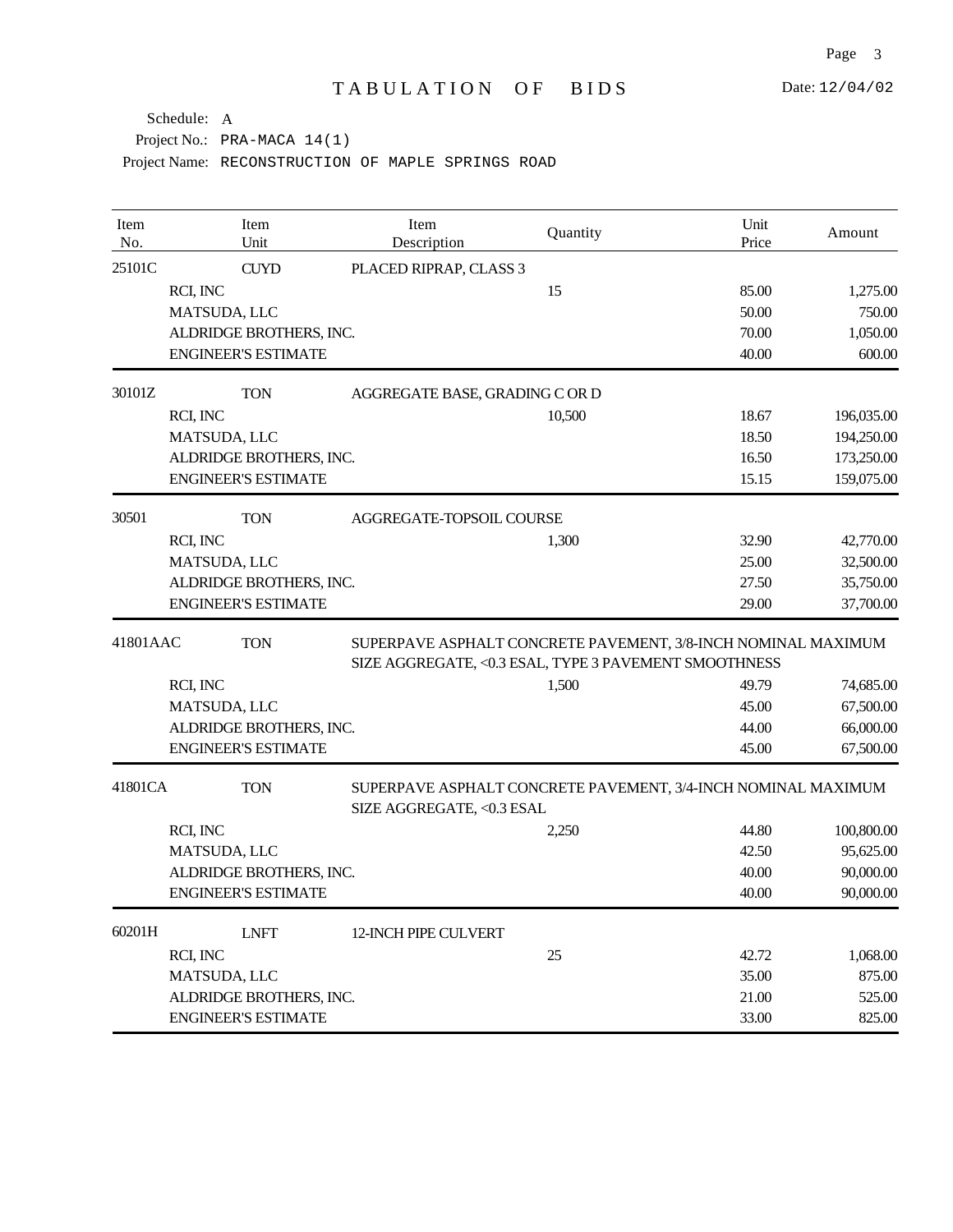# TABULATION OF BIDS

Date: 12/04/02

Schedule: A

Project No.: PRA-MACA 14(1)

Project Name: RECONSTRUCTION OF MAPLE SPRINGS ROAD

| Item No. | Item Unit | Item Description | Quantity | Unit Price | Amount |
|---|---|---|---|---|---|
| 25101C | CUYD | PLACED RIPRAP, CLASS 3 | | | |
| RCI, INC | | | 15 | 85.00 | 1,275.00 |
| MATSUDA, LLC | | | | 50.00 | 750.00 |
| ALDRIDGE BROTHERS, INC. | | | | 70.00 | 1,050.00 |
| ENGINEER'S ESTIMATE | | | | 40.00 | 600.00 |
| 30101Z | TON | AGGREGATE BASE, GRADING C OR D | | | |
| RCI, INC | | | 10,500 | 18.67 | 196,035.00 |
| MATSUDA, LLC | | | | 18.50 | 194,250.00 |
| ALDRIDGE BROTHERS, INC. | | | | 16.50 | 173,250.00 |
| ENGINEER'S ESTIMATE | | | | 15.15 | 159,075.00 |
| 30501 | TON | AGGREGATE-TOPSOIL COURSE | | | |
| RCI, INC | | | 1,300 | 32.90 | 42,770.00 |
| MATSUDA, LLC | | | | 25.00 | 32,500.00 |
| ALDRIDGE BROTHERS, INC. | | | | 27.50 | 35,750.00 |
| ENGINEER'S ESTIMATE | | | | 29.00 | 37,700.00 |
| 41801AAC | TON | SUPERPAVE ASPHALT CONCRETE PAVEMENT, 3/8-INCH NOMINAL MAXIMUM SIZE AGGREGATE, <0.3 ESAL, TYPE 3 PAVEMENT SMOOTHNESS | | | |
| RCI, INC | | | 1,500 | 49.79 | 74,685.00 |
| MATSUDA, LLC | | | | 45.00 | 67,500.00 |
| ALDRIDGE BROTHERS, INC. | | | | 44.00 | 66,000.00 |
| ENGINEER'S ESTIMATE | | | | 45.00 | 67,500.00 |
| 41801CA | TON | SUPERPAVE ASPHALT CONCRETE PAVEMENT, 3/4-INCH NOMINAL MAXIMUM SIZE AGGREGATE, <0.3 ESAL | | | |
| RCI, INC | | | 2,250 | 44.80 | 100,800.00 |
| MATSUDA, LLC | | | | 42.50 | 95,625.00 |
| ALDRIDGE BROTHERS, INC. | | | | 40.00 | 90,000.00 |
| ENGINEER'S ESTIMATE | | | | 40.00 | 90,000.00 |
| 60201H | LNFT | 12-INCH PIPE CULVERT | | | |
| RCI, INC | | | 25 | 42.72 | 1,068.00 |
| MATSUDA, LLC | | | | 35.00 | 875.00 |
| ALDRIDGE BROTHERS, INC. | | | | 21.00 | 525.00 |
| ENGINEER'S ESTIMATE | | | | 33.00 | 825.00 |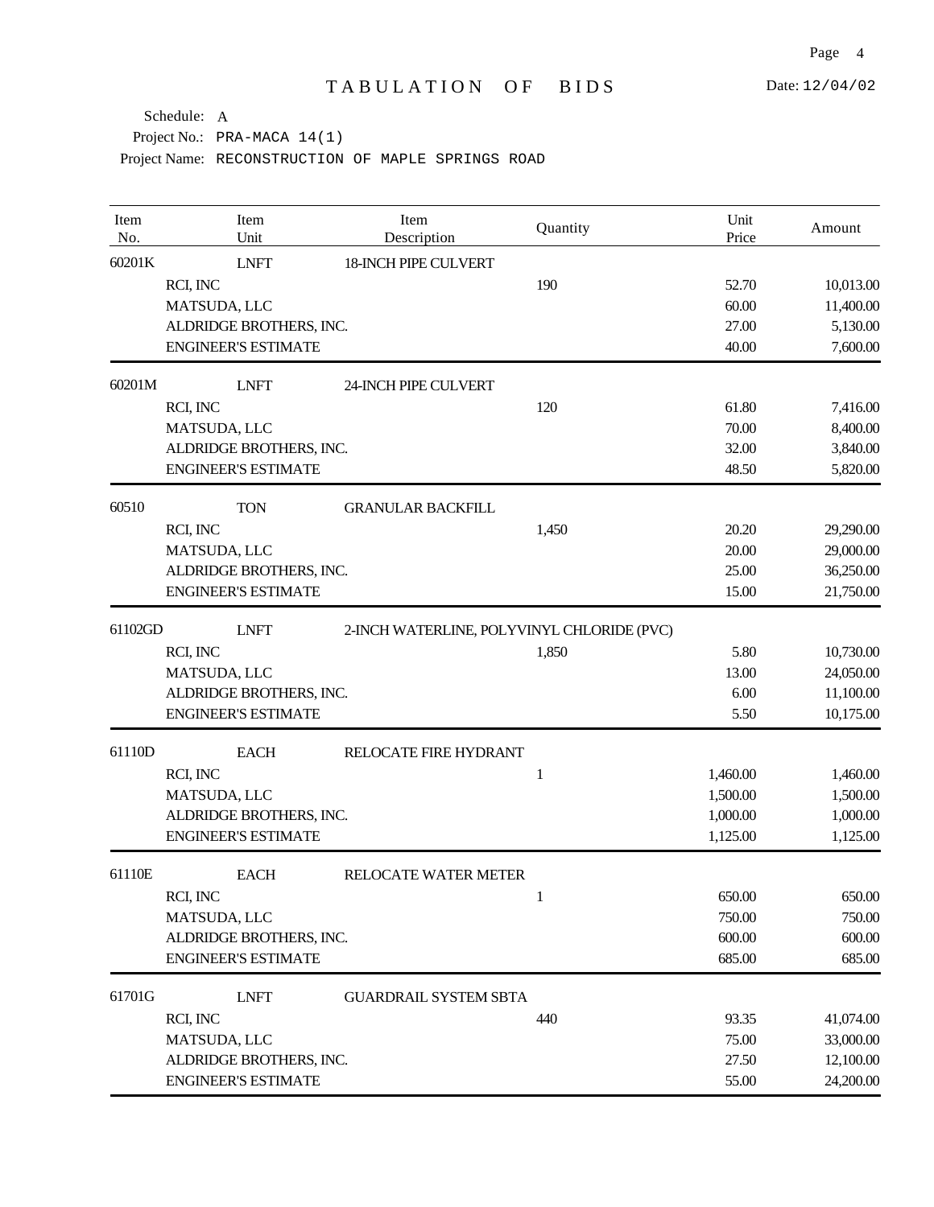# TABULATION OF BIDS

Date: 12/04/02

Schedule: A

Project No.: PRA-MACA 14(1)

Project Name: RECONSTRUCTION OF MAPLE SPRINGS ROAD

| Item No. | Item Unit | Item Description | Quantity | Unit Price | Amount |
|---|---|---|---|---|---|
| 60201K | LNFT | 18-INCH PIPE CULVERT | | | |
| | RCI, INC | | 190 | 52.70 | 10,013.00 |
| | MATSUDA, LLC | | | 60.00 | 11,400.00 |
| | ALDRIDGE BROTHERS, INC. | | | 27.00 | 5,130.00 |
| | ENGINEER'S ESTIMATE | | | 40.00 | 7,600.00 |
| 60201M | LNFT | 24-INCH PIPE CULVERT | | | |
| | RCI, INC | | 120 | 61.80 | 7,416.00 |
| | MATSUDA, LLC | | | 70.00 | 8,400.00 |
| | ALDRIDGE BROTHERS, INC. | | | 32.00 | 3,840.00 |
| | ENGINEER'S ESTIMATE | | | 48.50 | 5,820.00 |
| 60510 | TON | GRANULAR BACKFILL | | | |
| | RCI, INC | | 1,450 | 20.20 | 29,290.00 |
| | MATSUDA, LLC | | | 20.00 | 29,000.00 |
| | ALDRIDGE BROTHERS, INC. | | | 25.00 | 36,250.00 |
| | ENGINEER'S ESTIMATE | | | 15.00 | 21,750.00 |
| 61102GD | LNFT | 2-INCH WATERLINE, POLYVINYL CHLORIDE (PVC) | | | |
| | RCI, INC | | 1,850 | 5.80 | 10,730.00 |
| | MATSUDA, LLC | | | 13.00 | 24,050.00 |
| | ALDRIDGE BROTHERS, INC. | | | 6.00 | 11,100.00 |
| | ENGINEER'S ESTIMATE | | | 5.50 | 10,175.00 |
| 61110D | EACH | RELOCATE FIRE HYDRANT | | | |
| | RCI, INC | | 1 | 1,460.00 | 1,460.00 |
| | MATSUDA, LLC | | | 1,500.00 | 1,500.00 |
| | ALDRIDGE BROTHERS, INC. | | | 1,000.00 | 1,000.00 |
| | ENGINEER'S ESTIMATE | | | 1,125.00 | 1,125.00 |
| 61110E | EACH | RELOCATE WATER METER | | | |
| | RCI, INC | | 1 | 650.00 | 650.00 |
| | MATSUDA, LLC | | | 750.00 | 750.00 |
| | ALDRIDGE BROTHERS, INC. | | | 600.00 | 600.00 |
| | ENGINEER'S ESTIMATE | | | 685.00 | 685.00 |
| 61701G | LNFT | GUARDRAIL SYSTEM SBTA | | | |
| | RCI, INC | | 440 | 93.35 | 41,074.00 |
| | MATSUDA, LLC | | | 75.00 | 33,000.00 |
| | ALDRIDGE BROTHERS, INC. | | | 27.50 | 12,100.00 |
| | ENGINEER'S ESTIMATE | | | 55.00 | 24,200.00 |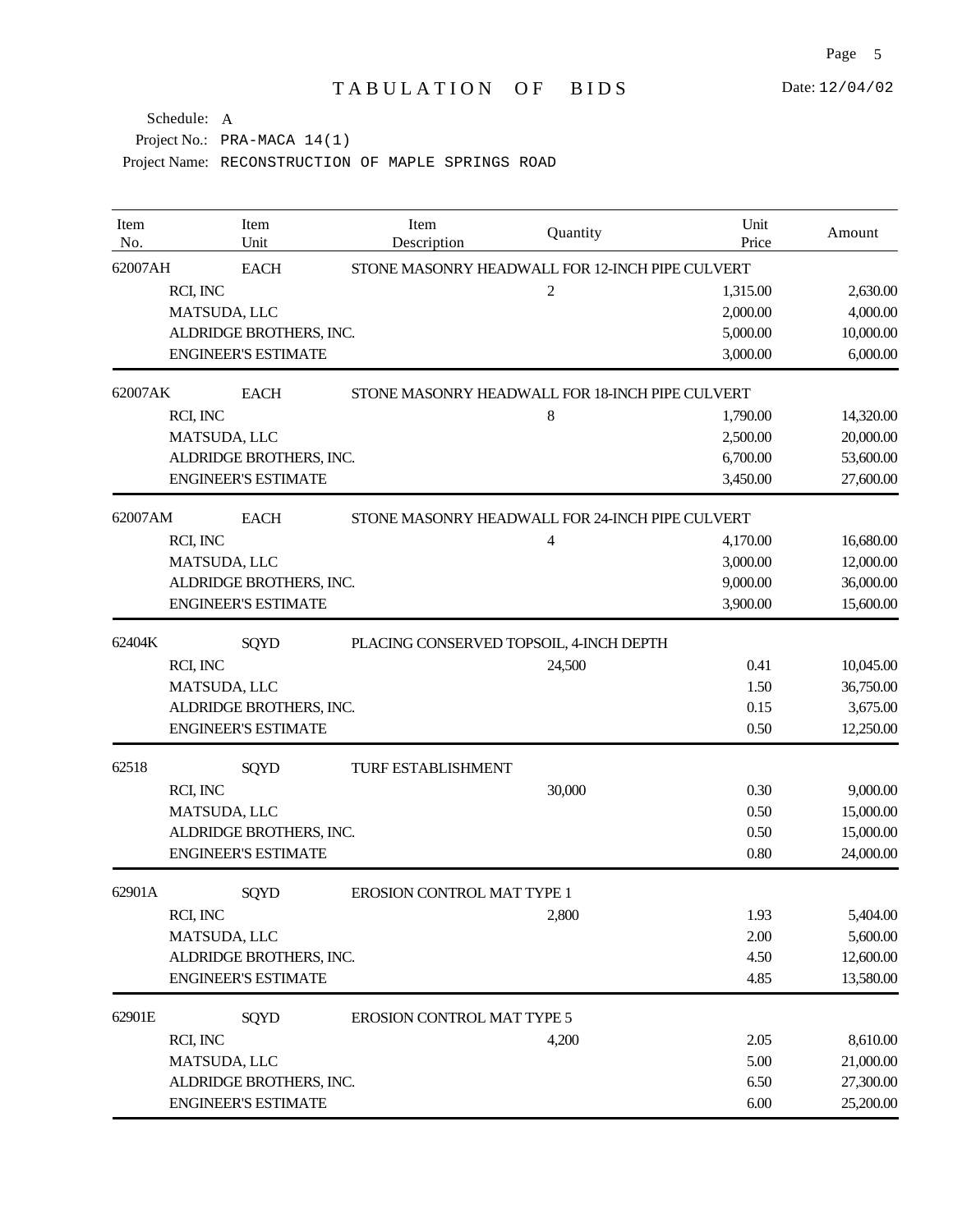# TABULATION OF BIDS

Date: 12/04/02

Schedule: A

Project No.: PRA-MACA 14(1)

Project Name: RECONSTRUCTION OF MAPLE SPRINGS ROAD

| Item No. | Item Unit | Item Description | Quantity | Unit Price | Amount |
|---|---|---|---|---|---|
| 62007AH | EACH | STONE MASONRY HEADWALL FOR 12-INCH PIPE CULVERT | | | |
| RCI, INC | | | 2 | 1,315.00 | 2,630.00 |
| MATSUDA, LLC | | | | 2,000.00 | 4,000.00 |
| ALDRIDGE BROTHERS, INC. | | | | 5,000.00 | 10,000.00 |
| ENGINEER'S ESTIMATE | | | | 3,000.00 | 6,000.00 |
| 62007AK | EACH | STONE MASONRY HEADWALL FOR 18-INCH PIPE CULVERT | | | |
| RCI, INC | | | 8 | 1,790.00 | 14,320.00 |
| MATSUDA, LLC | | | | 2,500.00 | 20,000.00 |
| ALDRIDGE BROTHERS, INC. | | | | 6,700.00 | 53,600.00 |
| ENGINEER'S ESTIMATE | | | | 3,450.00 | 27,600.00 |
| 62007AM | EACH | STONE MASONRY HEADWALL FOR 24-INCH PIPE CULVERT | | | |
| RCI, INC | | | 4 | 4,170.00 | 16,680.00 |
| MATSUDA, LLC | | | | 3,000.00 | 12,000.00 |
| ALDRIDGE BROTHERS, INC. | | | | 9,000.00 | 36,000.00 |
| ENGINEER'S ESTIMATE | | | | 3,900.00 | 15,600.00 |
| 62404K | SQYD | PLACING CONSERVED TOPSOIL, 4-INCH DEPTH | | | |
| RCI, INC | | | 24,500 | 0.41 | 10,045.00 |
| MATSUDA, LLC | | | | 1.50 | 36,750.00 |
| ALDRIDGE BROTHERS, INC. | | | | 0.15 | 3,675.00 |
| ENGINEER'S ESTIMATE | | | | 0.50 | 12,250.00 |
| 62518 | SQYD | TURF ESTABLISHMENT | | | |
| RCI, INC | | | 30,000 | 0.30 | 9,000.00 |
| MATSUDA, LLC | | | | 0.50 | 15,000.00 |
| ALDRIDGE BROTHERS, INC. | | | | 0.50 | 15,000.00 |
| ENGINEER'S ESTIMATE | | | | 0.80 | 24,000.00 |
| 62901A | SQYD | EROSION CONTROL MAT TYPE 1 | | | |
| RCI, INC | | | 2,800 | 1.93 | 5,404.00 |
| MATSUDA, LLC | | | | 2.00 | 5,600.00 |
| ALDRIDGE BROTHERS, INC. | | | | 4.50 | 12,600.00 |
| ENGINEER'S ESTIMATE | | | | 4.85 | 13,580.00 |
| 62901E | SQYD | EROSION CONTROL MAT TYPE 5 | | | |
| RCI, INC | | | 4,200 | 2.05 | 8,610.00 |
| MATSUDA, LLC | | | | 5.00 | 21,000.00 |
| ALDRIDGE BROTHERS, INC. | | | | 6.50 | 27,300.00 |
| ENGINEER'S ESTIMATE | | | | 6.00 | 25,200.00 |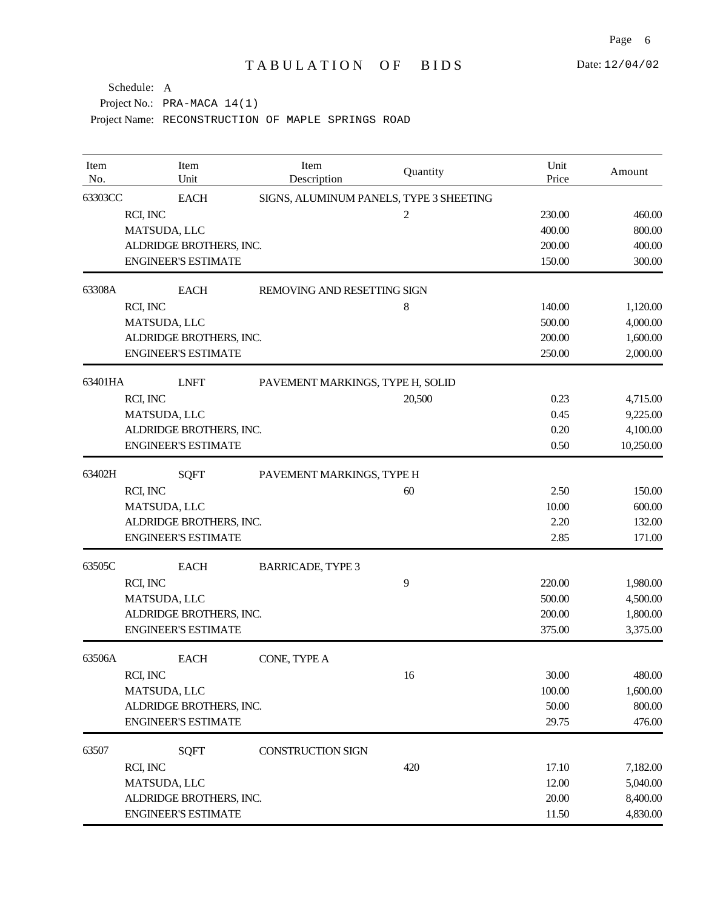# TABULATION OF BIDS

Date: 12/04/02

Schedule: A

Project No.: PRA-MACA 14(1)

Project Name: RECONSTRUCTION OF MAPLE SPRINGS ROAD

| Item No. | Item Unit | Item Description | Quantity | Unit Price | Amount |
|---|---|---|---|---|---|
| 63303CC | EACH | SIGNS, ALUMINUM PANELS, TYPE 3 SHEETING | | | |
| | RCI, INC | | 2 | 230.00 | 460.00 |
| | MATSUDA, LLC | | | 400.00 | 800.00 |
| | ALDRIDGE BROTHERS, INC. | | | 200.00 | 400.00 |
| | ENGINEER'S ESTIMATE | | | 150.00 | 300.00 |
| 63308A | EACH | REMOVING AND RESETTING SIGN | | | |
| | RCI, INC | | 8 | 140.00 | 1,120.00 |
| | MATSUDA, LLC | | | 500.00 | 4,000.00 |
| | ALDRIDGE BROTHERS, INC. | | | 200.00 | 1,600.00 |
| | ENGINEER'S ESTIMATE | | | 250.00 | 2,000.00 |
| 63401HA | LNFT | PAVEMENT MARKINGS, TYPE H, SOLID | | | |
| | RCI, INC | | 20,500 | 0.23 | 4,715.00 |
| | MATSUDA, LLC | | | 0.45 | 9,225.00 |
| | ALDRIDGE BROTHERS, INC. | | | 0.20 | 4,100.00 |
| | ENGINEER'S ESTIMATE | | | 0.50 | 10,250.00 |
| 63402H | SQFT | PAVEMENT MARKINGS, TYPE H | | | |
| | RCI, INC | | 60 | 2.50 | 150.00 |
| | MATSUDA, LLC | | | 10.00 | 600.00 |
| | ALDRIDGE BROTHERS, INC. | | | 2.20 | 132.00 |
| | ENGINEER'S ESTIMATE | | | 2.85 | 171.00 |
| 63505C | EACH | BARRICADE, TYPE 3 | | | |
| | RCI, INC | | 9 | 220.00 | 1,980.00 |
| | MATSUDA, LLC | | | 500.00 | 4,500.00 |
| | ALDRIDGE BROTHERS, INC. | | | 200.00 | 1,800.00 |
| | ENGINEER'S ESTIMATE | | | 375.00 | 3,375.00 |
| 63506A | EACH | CONE, TYPE A | | | |
| | RCI, INC | | 16 | 30.00 | 480.00 |
| | MATSUDA, LLC | | | 100.00 | 1,600.00 |
| | ALDRIDGE BROTHERS, INC. | | | 50.00 | 800.00 |
| | ENGINEER'S ESTIMATE | | | 29.75 | 476.00 |
| 63507 | SQFT | CONSTRUCTION SIGN | | | |
| | RCI, INC | | 420 | 17.10 | 7,182.00 |
| | MATSUDA, LLC | | | 12.00 | 5,040.00 |
| | ALDRIDGE BROTHERS, INC. | | | 20.00 | 8,400.00 |
| | ENGINEER'S ESTIMATE | | | 11.50 | 4,830.00 |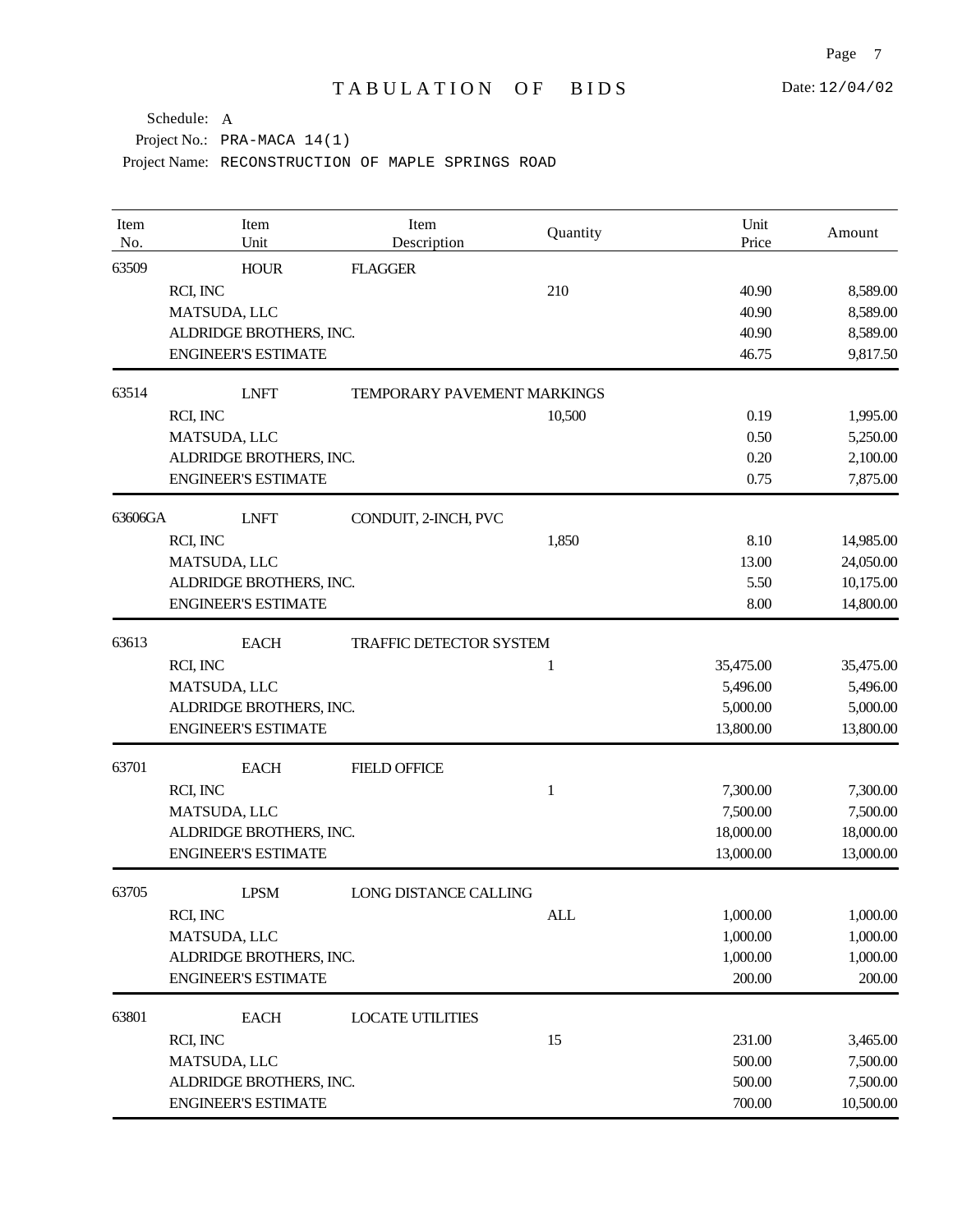# TABULATION OF BIDS

Date: 12/04/02

Schedule: A

Project No.: PRA-MACA 14(1)

Project Name: RECONSTRUCTION OF MAPLE SPRINGS ROAD

| Item No. | Item Unit | Item Description | Quantity | Unit Price | Amount |
|---|---|---|---|---|---|
| 63509 | HOUR | FLAGGER | | | |
| | RCI, INC | | 210 | 40.90 | 8,589.00 |
| | MATSUDA, LLC | | | 40.90 | 8,589.00 |
| | ALDRIDGE BROTHERS, INC. | | | 40.90 | 8,589.00 |
| | ENGINEER'S ESTIMATE | | | 46.75 | 9,817.50 |
| 63514 | LNFT | TEMPORARY PAVEMENT MARKINGS | | | |
| | RCI, INC | | 10,500 | 0.19 | 1,995.00 |
| | MATSUDA, LLC | | | 0.50 | 5,250.00 |
| | ALDRIDGE BROTHERS, INC. | | | 0.20 | 2,100.00 |
| | ENGINEER'S ESTIMATE | | | 0.75 | 7,875.00 |
| 63606GA | LNFT | CONDUIT, 2-INCH, PVC | | | |
| | RCI, INC | | 1,850 | 8.10 | 14,985.00 |
| | MATSUDA, LLC | | | 13.00 | 24,050.00 |
| | ALDRIDGE BROTHERS, INC. | | | 5.50 | 10,175.00 |
| | ENGINEER'S ESTIMATE | | | 8.00 | 14,800.00 |
| 63613 | EACH | TRAFFIC DETECTOR SYSTEM | | | |
| | RCI, INC | | 1 | 35,475.00 | 35,475.00 |
| | MATSUDA, LLC | | | 5,496.00 | 5,496.00 |
| | ALDRIDGE BROTHERS, INC. | | | 5,000.00 | 5,000.00 |
| | ENGINEER'S ESTIMATE | | | 13,800.00 | 13,800.00 |
| 63701 | EACH | FIELD OFFICE | | | |
| | RCI, INC | | 1 | 7,300.00 | 7,300.00 |
| | MATSUDA, LLC | | | 7,500.00 | 7,500.00 |
| | ALDRIDGE BROTHERS, INC. | | | 18,000.00 | 18,000.00 |
| | ENGINEER'S ESTIMATE | | | 13,000.00 | 13,000.00 |
| 63705 | LPSM | LONG DISTANCE CALLING | | | |
| | RCI, INC | | ALL | 1,000.00 | 1,000.00 |
| | MATSUDA, LLC | | | 1,000.00 | 1,000.00 |
| | ALDRIDGE BROTHERS, INC. | | | 1,000.00 | 1,000.00 |
| | ENGINEER'S ESTIMATE | | | 200.00 | 200.00 |
| 63801 | EACH | LOCATE UTILITIES | | | |
| | RCI, INC | | 15 | 231.00 | 3,465.00 |
| | MATSUDA, LLC | | | 500.00 | 7,500.00 |
| | ALDRIDGE BROTHERS, INC. | | | 500.00 | 7,500.00 |
| | ENGINEER'S ESTIMATE | | | 700.00 | 10,500.00 |